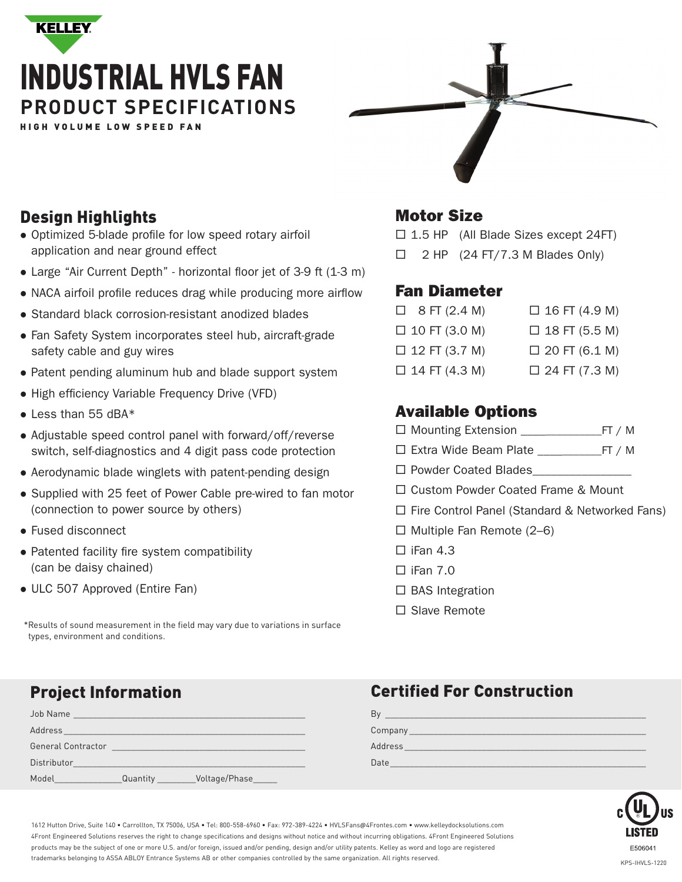KELLEY

# INDUSTRIAL HVLS FAN

## PRODUCT SPECIFICATIONS

HIGH VOLUME LOW SPEED FAN

## Design Highlights

- Optimized 5-blade profile for low speed rotary airfoil application and near ground effect
- Large "Air Current Depth" - horizontal floor jet of 3-9 ft (1-3 m)
- NACA airfoil profile reduces drag while producing more airflow
- Standard black corrosion-resistant anodized blades
- Fan Safety System incorporates steel hub, aircraft-grade safety cable and guy wires
- Patent pending aluminum hub and blade support system
- High efficiency Variable Frequency Drive (VFD)
- Less than 55 dBA*
- Adjustable speed control panel with forward/off/reverse switch, self-diagnostics and 4 digit pass code protection
- Aerodynamic blade winglets with patent-pending design
- Supplied with 25 feet of Power Cable pre-wired to fan motor (connection to power source by others)
- Fused disconnect
- Patented facility fire system compatibility (can be daisy chained)
- ULC 507 Approved (Entire Fan)

*Results of sound measurement in the field may vary due to variations in surface types, environment and conditions.

## Motor Size

- ☐ 1.5 HP (All Blade Sizes except 24FT)
- ☐ 2 HP (24 FT/7.3 M Blades Only)

## Fan Diameter

| | |
|---|---|
| ☐ 8 FT (2.4 M) | ☐ 16 FT (4.9 M) |
| ☐ 10 FT (3.0 M) | ☐ 18 FT (5.5 M) |
| ☐ 12 FT (3.7 M) | ☐ 20 FT (6.1 M) |
| ☐ 14 FT (4.3 M) | ☐ 24 FT (7.3 M) |

## Available Options

- ☐ Mounting Extension ____________FT / M
- ☐ Extra Wide Beam Plate __________FT / M
- ☐ Powder Coated Blades_______________
- ☐ Custom Powder Coated Frame & Mount
- ☐ Fire Control Panel (Standard & Networked Fans)
- ☐ Multiple Fan Remote (2–6)
- ☐ iFan 4.3
- ☐ iFan 7.0
- ☐ BAS Integration
- ☐ Slave Remote

## Project Information

Job Name ______________________________________________

Address________________________________________________

General Contractor ______________________________________

Distributor______________________________________________

Model______________Quantity ________Voltage/Phase_____

## Certified For Construction

By ____________________________________________________

Company_______________________________________________

Address________________________________________________

Date___________________________________________________

1612 Hutton Drive, Suite 140 • Carrollton, TX 75006, USA • Tel: 800-558-6960 • Fax: 972-389-4224 • HVLSFans@4Frontes.com • www.kelleydocksolutions.com
4Front Engineered Solutions reserves the right to change specifications and designs without notice and without incurring obligations. 4Front Engineered Solutions products may be the subject of one or more U.S. and/or foreign, issued and/or pending, design and/or utility patents. Kelley as word and logo are registered trademarks belonging to ASSA ABLOY Entrance Systems AB or other companies controlled by the same organization. All rights reserved.

C UL US LISTED
E506041

KPS-IHVLS-1220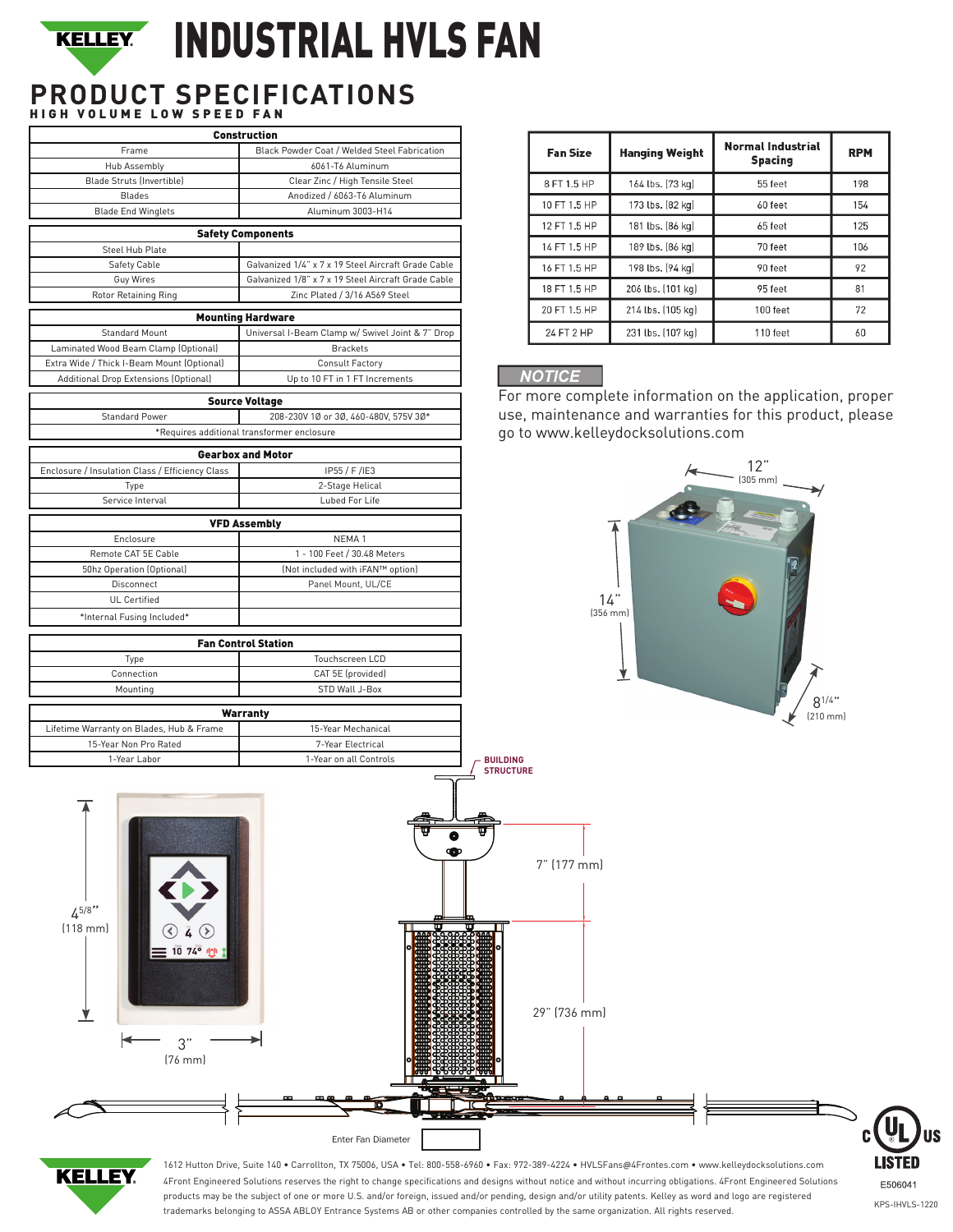# INDUSTRIAL HVLS FAN

## PRODUCT SPECIFICATIONS

### HIGH VOLUME LOW SPEED FAN

| Construction | |
|---|---|
| Frame | Black Powder Coat / Welded Steel Fabrication |
| Hub Assembly | 6061-T6 Aluminum |
| Blade Struts (Invertible) | Clear Zinc / High Tensile Steel |
| Blades | Anodized / 6063-T6 Aluminum |
| Blade End Winglets | Aluminum 3003-H14 |

| Safety Components | |
|---|---|
| Steel Hub Plate | |
| Safety Cable | Galvanized 1/4" x 7 x 19 Steel Aircraft Grade Cable |
| Guy Wires | Galvanized 1/8" x 7 x 19 Steel Aircraft Grade Cable |
| Rotor Retaining Ring | Zinc Plated / 3/16 A569 Steel |

| Mounting Hardware | |
|---|---|
| Standard Mount | Universal I-Beam Clamp w/ Swivel Joint & 7" Drop |
| Laminated Wood Beam Clamp (Optional) | Brackets |
| Extra Wide / Thick I-Beam Mount (Optional) | Consult Factory |
| Additional Drop Extensions (Optional) | Up to 10 FT in 1 FT Increments |

| Source Voltage | |
|---|---|
| Standard Power | 208-230V 1Ø or 3Ø, 460-480V, 575V 3Ø* |
| *Requires additional transformer enclosure | |

| Gearbox and Motor | |
|---|---|
| Enclosure / Insulation Class / Efficiency Class | IP55 / F /IE3 |
| Type | 2-Stage Helical |
| Service Interval | Lubed For Life |

| VFD Assembly | |
|---|---|
| Enclosure | NEMA 1 |
| Remote CAT 5E Cable | 1 - 100 Feet / 30.48 Meters |
| 50hz Operation (Optional) | (Not included with iFAN™ option) |
| Disconnect | Panel Mount, UL/CE |
| UL Certified | |
| *Internal Fusing Included* | |

| Fan Control Station | |
|---|---|
| Type | Touchscreen LCD |
| Connection | CAT 5E (provided) |
| Mounting | STD Wall J-Box |

| Warranty | |
|---|---|
| Lifetime Warranty on Blades, Hub & Frame | 15-Year Mechanical |
| 15-Year Non Pro Rated | 7-Year Electrical |
| 1-Year Labor | 1-Year on all Controls |

| Fan Size | Hanging Weight | Normal Industrial Spacing | RPM |
|---|---|---|---|
| 8 FT 1.5 HP | 164 lbs. (73 kg) | 55 feet | 198 |
| 10 FT 1.5 HP | 173 lbs. (82 kg) | 60 feet | 154 |
| 12 FT 1.5 HP | 181 lbs. (86 kg) | 65 feet | 125 |
| 14 FT 1.5 HP | 189 lbs. (86 kg) | 70 feet | 106 |
| 16 FT 1.5 HP | 198 lbs. (94 kg) | 90 feet | 92 |
| 18 FT 1.5 HP | 206 lbs. (101 kg) | 95 feet | 81 |
| 20 FT 1.5 HP | 214 lbs. (105 kg) | 100 feet | 72 |
| 24 FT 2 HP | 231 lbs. (107 kg) | 110 feet | 60 |

**NOTICE**

For more complete information on the application, proper use, maintenance and warranties for this product, please go to www.kelleydocksolutions.com

12" (305 mm)

14" (356 mm)

8 1/4" (210 mm)

BUILDING STRUCTURE

7" (177 mm)

29" (736 mm)

4 5/8" (118 mm)

3" (76 mm)

Enter Fan Diameter

1612 Hutton Drive, Suite 140 • Carrollton, TX 75006, USA • Tel: 800-558-6960 • Fax: 972-389-4224 • HVLSFans@4Frontes.com • www.kelleydocksolutions.com

4Front Engineered Solutions reserves the right to change specifications and designs without notice and without incurring obligations. 4Front Engineered Solutions products may be the subject of one or more U.S. and/or foreign, issued and/or pending, design and/or utility patents. Kelley as word and logo are registered trademarks belonging to ASSA ABLOY Entrance Systems AB or other companies controlled by the same organization. All rights reserved.

c UL us LISTED E506041

KPS-IHVLS-1220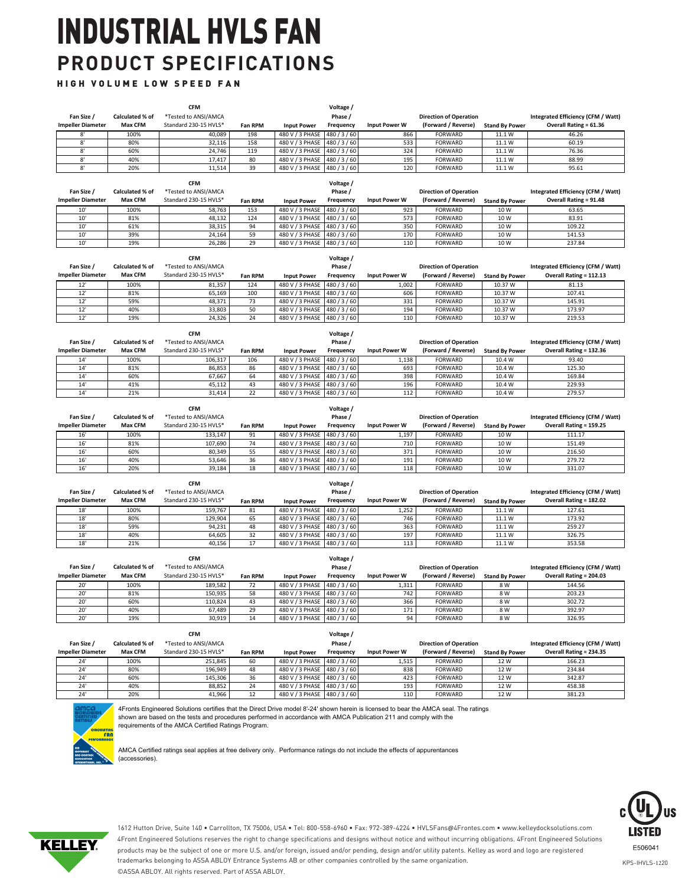# INDUSTRIAL HVLS FAN

## PRODUCT SPECIFICATIONS

### HIGH VOLUME LOW SPEED FAN

| Fan Size / Impeller Diameter | Calculated % of Max CFM | CFM *Tested to ANSI/AMCA Standard 230-15 HVLS* | Fan RPM | Input Power | Voltage / Phase / Frequency | Input Power W | Direction of Operation (Forward / Reverse) | Stand By Power | Integrated Efficiency (CFM / Watt) Overall Rating = 61.36 |
|---|---|---|---|---|---|---|---|---|---|
| 8' | 100% | 40,089 | 198 | 480 V / 3 PHASE | 480 / 3 / 60 | 866 | FORWARD | 11.1 W | 46.26 |
| 8' | 80% | 32,116 | 158 | 480 V / 3 PHASE | 480 / 3 / 60 | 533 | FORWARD | 11.1 W | 60.19 |
| 8' | 60% | 24,746 | 119 | 480 V / 3 PHASE | 480 / 3 / 60 | 324 | FORWARD | 11.1 W | 76.36 |
| 8' | 40% | 17,417 | 80 | 480 V / 3 PHASE | 480 / 3 / 60 | 195 | FORWARD | 11.1 W | 88.99 |
| 8' | 20% | 11,514 | 39 | 480 V / 3 PHASE | 480 / 3 / 60 | 120 | FORWARD | 11.1 W | 95.61 |

| Fan Size / Impeller Diameter | Calculated % of Max CFM | CFM *Tested to ANSI/AMCA Standard 230-15 HVLS* | Fan RPM | Input Power | Voltage / Phase / Frequency | Input Power W | Direction of Operation (Forward / Reverse) | Stand By Power | Integrated Efficiency (CFM / Watt) Overall Rating = 91.48 |
|---|---|---|---|---|---|---|---|---|---|
| 10' | 100% | 58,763 | 153 | 480 V / 3 PHASE | 480 / 3 / 60 | 923 | FORWARD | 10 W | 63.65 |
| 10' | 81% | 48,132 | 124 | 480 V / 3 PHASE | 480 / 3 / 60 | 573 | FORWARD | 10 W | 83.91 |
| 10' | 61% | 38,315 | 94 | 480 V / 3 PHASE | 480 / 3 / 60 | 350 | FORWARD | 10 W | 109.22 |
| 10' | 39% | 24,164 | 59 | 480 V / 3 PHASE | 480 / 3 / 60 | 170 | FORWARD | 10 W | 141.53 |
| 10' | 19% | 26,286 | 29 | 480 V / 3 PHASE | 480 / 3 / 60 | 110 | FORWARD | 10 W | 237.84 |

| Fan Size / Impeller Diameter | Calculated % of Max CFM | CFM *Tested to ANSI/AMCA Standard 230-15 HVLS* | Fan RPM | Input Power | Voltage / Phase / Frequency | Input Power W | Direction of Operation (Forward / Reverse) | Stand By Power | Integrated Efficiency (CFM / Watt) Overall Rating = 112.13 |
|---|---|---|---|---|---|---|---|---|---|
| 12' | 100% | 81,357 | 124 | 480 V / 3 PHASE | 480 / 3 / 60 | 1,002 | FORWARD | 10.37 W | 81.13 |
| 12' | 81% | 65,169 | 100 | 480 V / 3 PHASE | 480 / 3 / 60 | 606 | FORWARD | 10.37 W | 107.41 |
| 12' | 59% | 48,371 | 73 | 480 V / 3 PHASE | 480 / 3 / 60 | 331 | FORWARD | 10.37 W | 145.91 |
| 12' | 40% | 33,803 | 50 | 480 V / 3 PHASE | 480 / 3 / 60 | 194 | FORWARD | 10.37 W | 173.97 |
| 12' | 19% | 24,326 | 24 | 480 V / 3 PHASE | 480 / 3 / 60 | 110 | FORWARD | 10.37 W | 219.53 |

| Fan Size / Impeller Diameter | Calculated % of Max CFM | CFM *Tested to ANSI/AMCA Standard 230-15 HVLS* | Fan RPM | Input Power | Voltage / Phase / Frequency | Input Power W | Direction of Operation (Forward / Reverse) | Stand By Power | Integrated Efficiency (CFM / Watt) Overall Rating = 132.36 |
|---|---|---|---|---|---|---|---|---|---|
| 14' | 100% | 106,317 | 106 | 480 V / 3 PHASE | 480 / 3 / 60 | 1,138 | FORWARD | 10.4 W | 93.40 |
| 14' | 81% | 86,853 | 86 | 480 V / 3 PHASE | 480 / 3 / 60 | 693 | FORWARD | 10.4 W | 125.30 |
| 14' | 60% | 67,667 | 64 | 480 V / 3 PHASE | 480 / 3 / 60 | 398 | FORWARD | 10.4 W | 169.84 |
| 14' | 41% | 45,112 | 43 | 480 V / 3 PHASE | 480 / 3 / 60 | 196 | FORWARD | 10.4 W | 229.93 |
| 14' | 21% | 31,414 | 22 | 480 V / 3 PHASE | 480 / 3 / 60 | 112 | FORWARD | 10.4 W | 279.57 |

| Fan Size / Impeller Diameter | Calculated % of Max CFM | CFM *Tested to ANSI/AMCA Standard 230-15 HVLS* | Fan RPM | Input Power | Voltage / Phase / Frequency | Input Power W | Direction of Operation (Forward / Reverse) | Stand By Power | Integrated Efficiency (CFM / Watt) Overall Rating = 159.25 |
|---|---|---|---|---|---|---|---|---|---|
| 16' | 100% | 133,147 | 91 | 480 V / 3 PHASE | 480 / 3 / 60 | 1,197 | FORWARD | 10 W | 111.17 |
| 16' | 81% | 107,690 | 74 | 480 V / 3 PHASE | 480 / 3 / 60 | 710 | FORWARD | 10 W | 151.49 |
| 16' | 60% | 80,349 | 55 | 480 V / 3 PHASE | 480 / 3 / 60 | 371 | FORWARD | 10 W | 216.50 |
| 16' | 40% | 53,646 | 36 | 480 V / 3 PHASE | 480 / 3 / 60 | 191 | FORWARD | 10 W | 279.72 |
| 16' | 20% | 39,184 | 18 | 480 V / 3 PHASE | 480 / 3 / 60 | 118 | FORWARD | 10 W | 331.07 |

| Fan Size / Impeller Diameter | Calculated % of Max CFM | CFM *Tested to ANSI/AMCA Standard 230-15 HVLS* | Fan RPM | Input Power | Voltage / Phase / Frequency | Input Power W | Direction of Operation (Forward / Reverse) | Stand By Power | Integrated Efficiency (CFM / Watt) Overall Rating = 182.02 |
|---|---|---|---|---|---|---|---|---|---|
| 18' | 100% | 159,767 | 81 | 480 V / 3 PHASE | 480 / 3 / 60 | 1,252 | FORWARD | 11.1 W | 127.61 |
| 18' | 80% | 129,904 | 65 | 480 V / 3 PHASE | 480 / 3 / 60 | 746 | FORWARD | 11.1 W | 173.92 |
| 18' | 59% | 94,231 | 48 | 480 V / 3 PHASE | 480 / 3 / 60 | 363 | FORWARD | 11.1 W | 259.27 |
| 18' | 40% | 64,605 | 32 | 480 V / 3 PHASE | 480 / 3 / 60 | 197 | FORWARD | 11.1 W | 326.75 |
| 18' | 21% | 40,156 | 17 | 480 V / 3 PHASE | 480 / 3 / 60 | 113 | FORWARD | 11.1 W | 353.58 |

| Fan Size / Impeller Diameter | Calculated % of Max CFM | CFM *Tested to ANSI/AMCA Standard 230-15 HVLS* | Fan RPM | Input Power | Voltage / Phase / Frequency | Input Power W | Direction of Operation (Forward / Reverse) | Stand By Power | Integrated Efficiency (CFM / Watt) Overall Rating = 204.03 |
|---|---|---|---|---|---|---|---|---|---|
| 20' | 100% | 189,582 | 72 | 480 V / 3 PHASE | 480 / 3 / 60 | 1,311 | FORWARD | 8 W | 144.56 |
| 20' | 81% | 150,935 | 58 | 480 V / 3 PHASE | 480 / 3 / 60 | 742 | FORWARD | 8 W | 203.23 |
| 20' | 60% | 110,824 | 43 | 480 V / 3 PHASE | 480 / 3 / 60 | 366 | FORWARD | 8 W | 302.72 |
| 20' | 40% | 67,489 | 29 | 480 V / 3 PHASE | 480 / 3 / 60 | 171 | FORWARD | 8 W | 392.97 |
| 20' | 19% | 30,919 | 14 | 480 V / 3 PHASE | 480 / 3 / 60 | 94 | FORWARD | 8 W | 326.95 |

| Fan Size / Impeller Diameter | Calculated % of Max CFM | CFM *Tested to ANSI/AMCA Standard 230-15 HVLS* | Fan RPM | Input Power | Voltage / Phase / Frequency | Input Power W | Direction of Operation (Forward / Reverse) | Stand By Power | Integrated Efficiency (CFM / Watt) Overall Rating = 234.35 |
|---|---|---|---|---|---|---|---|---|---|
| 24' | 100% | 251,845 | 60 | 480 V / 3 PHASE | 480 / 3 / 60 | 1,515 | FORWARD | 12 W | 166.23 |
| 24' | 80% | 196,949 | 48 | 480 V / 3 PHASE | 480 / 3 / 60 | 838 | FORWARD | 12 W | 234.84 |
| 24' | 60% | 145,306 | 36 | 480 V / 3 PHASE | 480 / 3 / 60 | 423 | FORWARD | 12 W | 342.87 |
| 24' | 40% | 88,852 | 24 | 480 V / 3 PHASE | 480 / 3 / 60 | 193 | FORWARD | 12 W | 458.38 |
| 24' | 20% | 41,966 | 12 | 480 V / 3 PHASE | 480 / 3 / 60 | 110 | FORWARD | 12 W | 381.23 |

4Fronts Engineered Solutions certifies that the Direct Drive model 8'-24' shown herein is licensed to bear the AMCA seal. The ratings shown are based on the tests and procedures performed in accordance with AMCA Publication 211 and comply with the requirements of the AMCA Certified Ratings Program.

AMCA Certified ratings seal applies at free delivery only. Performance ratings do not include the effects of appurtenances (accessories).

1612 Hutton Drive, Suite 140 • Carrollton, TX 75006, USA • Tel: 800-558-6960 • Fax: 972-389-4224 • HVLSFans@4Frontes.com • www.kelleydocksolutions.com
4Front Engineered Solutions reserves the right to change specifications and designs without notice and without incurring obligations. 4Front Engineered Solutions products may be the subject of one or more U.S. and/or foreign, issued and/or pending, design and/or utility patents. Kelley as word and logo are registered trademarks belonging to ASSA ABLOY Entrance Systems AB or other companies controlled by the same organization.
©ASSA ABLOY. All rights reserved. Part of ASSA ABLOY.

E506041

KPS-IHVLS-1220